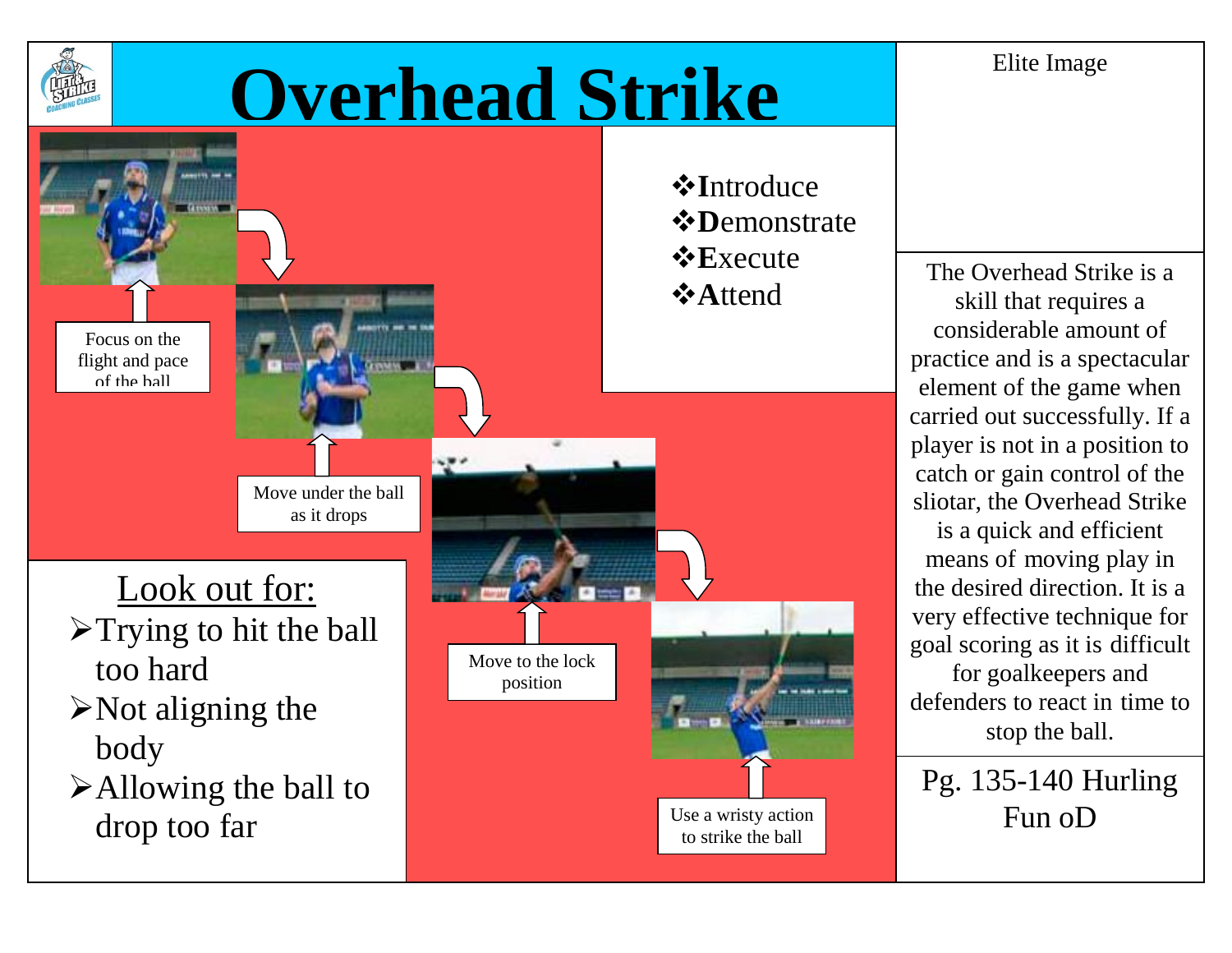# Overhead Strike

Elite Image

- ❖**I**ntroduce
- ❖**D**emonstrate
- ❖**E**xecute
- ❖**A**ttend

Focus on the flight and pace of the ball

Move under the ball as it drops

Move to the lock position

Use a wristy action to strike the ball

## Look out for:

- ➢Trying to hit the ball too hard
- ➢Not aligning the body
- ➢Allowing the ball to drop too far

The Overhead Strike is a skill that requires a considerable amount of practice and is a spectacular element of the game when carried out successfully. If a player is not in a position to catch or gain control of the sliotar, the Overhead Strike is a quick and efficient means of moving play in the desired direction. It is a very effective technique for goal scoring as it is difficult for goalkeepers and defenders to react in time to stop the ball.

Pg. 135-140 Hurling Fun oD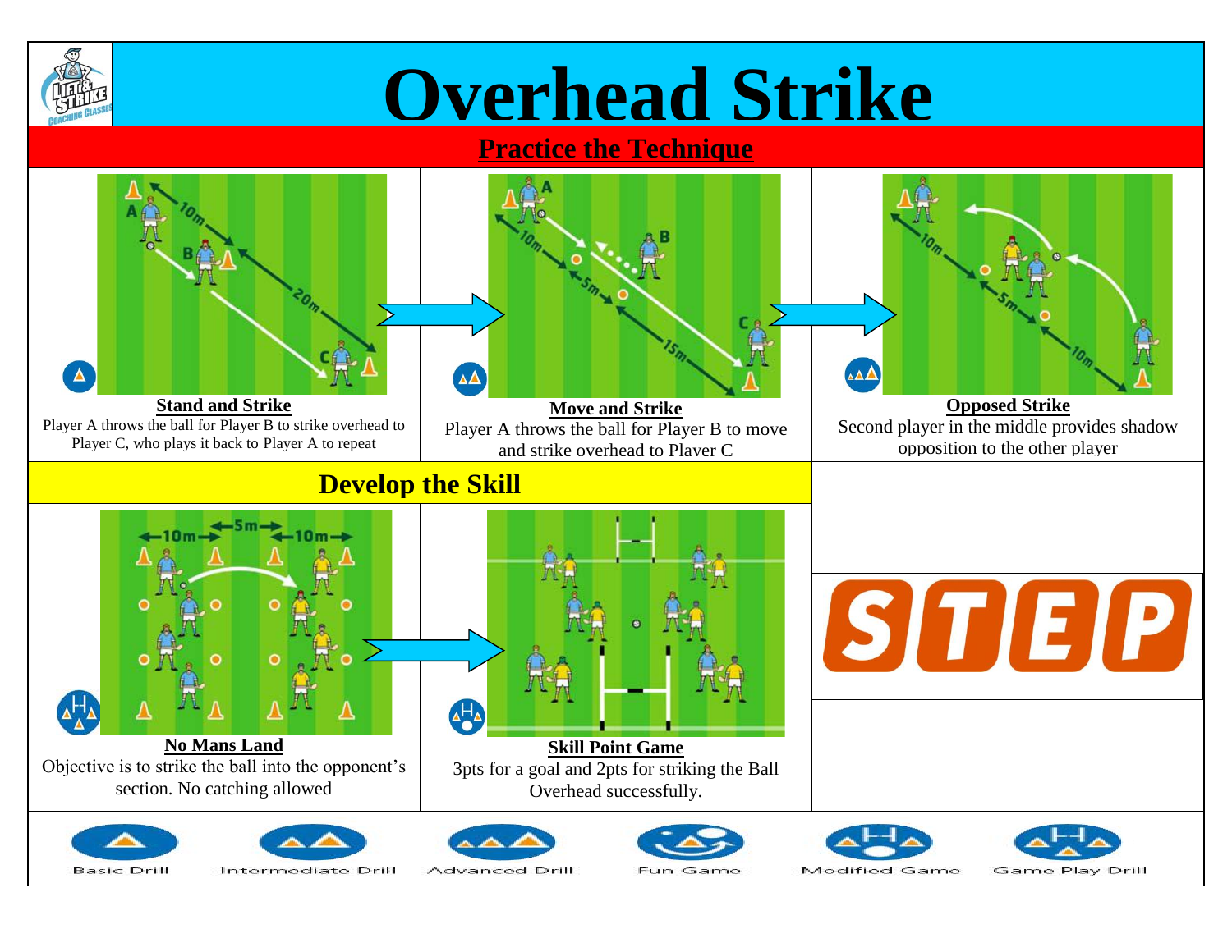# Overhead Strike

## Practice the Technique

**Stand and Strike**

Player A throws the ball for Player B to strike overhead to Player C, who plays it back to Player A to repeat

**Move and Strike**

Player A throws the ball for Player B to move and strike overhead to Player C

**Opposed Strike**

Second player in the middle provides shadow opposition to the other player

## Develop the Skill

**No Mans Land**

Objective is to strike the ball into the opponent's section. No catching allowed

**Skill Point Game**

3pts for a goal and 2pts for striking the Ball Overhead successfully.

STEP

Basic Drill

Intermediate Drill

Advanced Drill

Fun Game

Modified Game

Game Play Drill